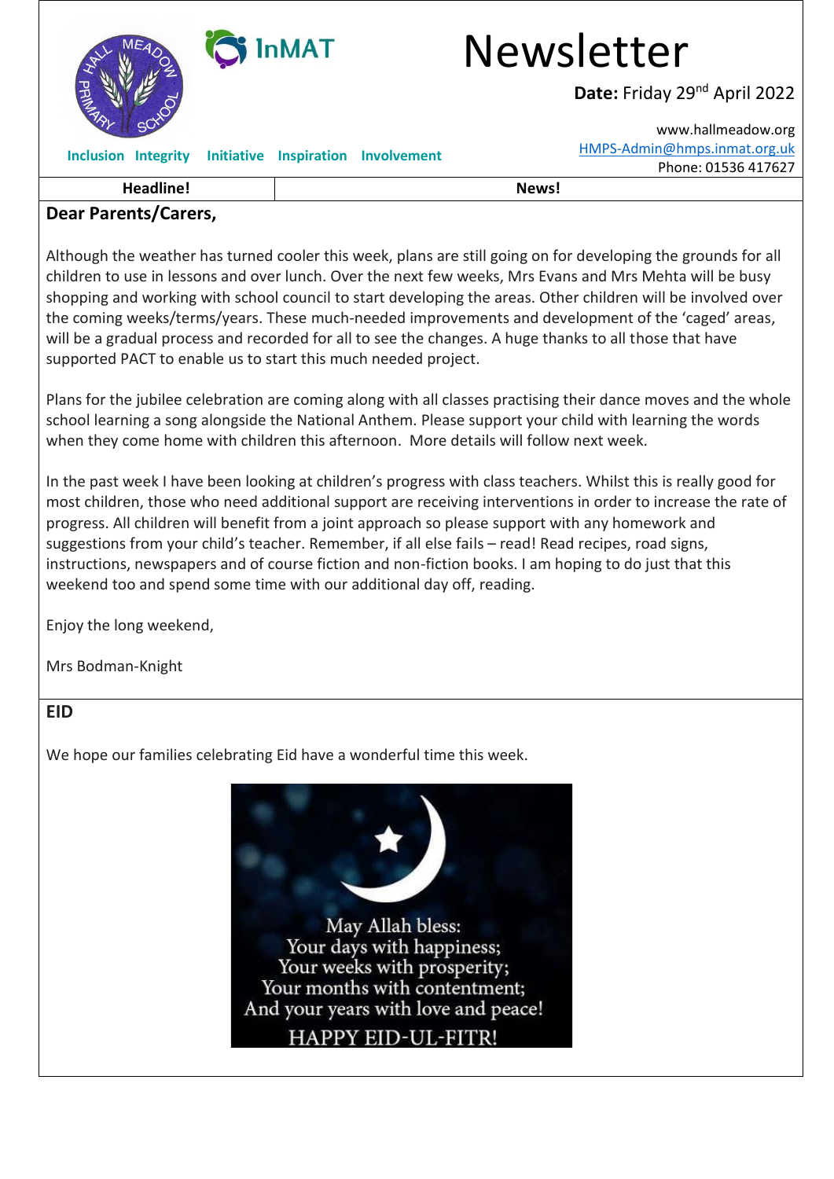# Newsletter

**Date:** Friday 29th April 2022

www.hallmeadow.org
HMPS-Admin@hmps.inmat.org.uk
Phone: 01536 417627

**Inclusion Integrity Initiative Inspiration Involvement**

| Headline! | News! |
|---|---|

**Dear Parents/Carers,**

Although the weather has turned cooler this week, plans are still going on for developing the grounds for all children to use in lessons and over lunch. Over the next few weeks, Mrs Evans and Mrs Mehta will be busy shopping and working with school council to start developing the areas. Other children will be involved over the coming weeks/terms/years. These much-needed improvements and development of the 'caged' areas, will be a gradual process and recorded for all to see the changes. A huge thanks to all those that have supported PACT to enable us to start this much needed project.

Plans for the jubilee celebration are coming along with all classes practising their dance moves and the whole school learning a song alongside the National Anthem. Please support your child with learning the words when they come home with children this afternoon. More details will follow next week.

In the past week I have been looking at children's progress with class teachers. Whilst this is really good for most children, those who need additional support are receiving interventions in order to increase the rate of progress. All children will benefit from a joint approach so please support with any homework and suggestions from your child's teacher. Remember, if all else fails – read! Read recipes, road signs, instructions, newspapers and of course fiction and non-fiction books. I am hoping to do just that this weekend too and spend some time with our additional day off, reading.

Enjoy the long weekend,

Mrs Bodman-Knight

## EID

We hope our families celebrating Eid have a wonderful time this week.

May Allah bless:
Your days with happiness;
Your weeks with prosperity;
Your months with contentment;
And your years with love and peace!
HAPPY EID-UL-FITR!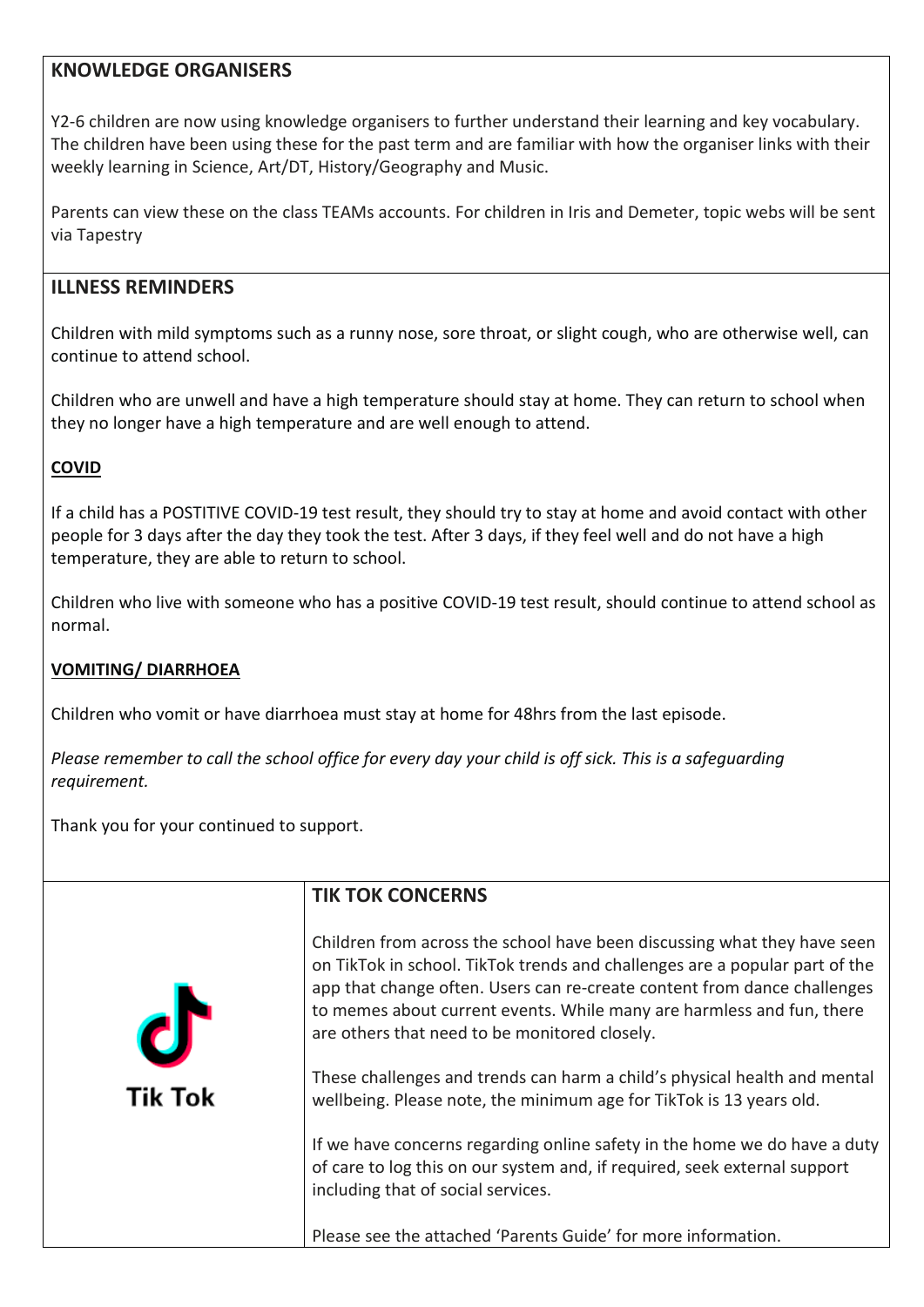## KNOWLEDGE ORGANISERS

Y2-6 children are now using knowledge organisers to further understand their learning and key vocabulary. The children have been using these for the past term and are familiar with how the organiser links with their weekly learning in Science, Art/DT, History/Geography and Music.

Parents can view these on the class TEAMs accounts. For children in Iris and Demeter, topic webs will be sent via Tapestry

## ILLNESS REMINDERS

Children with mild symptoms such as a runny nose, sore throat, or slight cough, who are otherwise well, can continue to attend school.

Children who are unwell and have a high temperature should stay at home. They can return to school when they no longer have a high temperature and are well enough to attend.

### COVID

If a child has a POSTITIVE COVID-19 test result, they should try to stay at home and avoid contact with other people for 3 days after the day they took the test. After 3 days, if they feel well and do not have a high temperature, they are able to return to school.

Children who live with someone who has a positive COVID-19 test result, should continue to attend school as normal.

### VOMITING/ DIARRHOEA

Children who vomit or have diarrhoea must stay at home for 48hrs from the last episode.

*Please remember to call the school office for every day your child is off sick. This is a safeguarding requirement.*

Thank you for your continued to support.

Tik Tok

## TIK TOK CONCERNS

Children from across the school have been discussing what they have seen on TikTok in school. TikTok trends and challenges are a popular part of the app that change often. Users can re-create content from dance challenges to memes about current events. While many are harmless and fun, there are others that need to be monitored closely.

These challenges and trends can harm a child's physical health and mental wellbeing. Please note, the minimum age for TikTok is 13 years old.

If we have concerns regarding online safety in the home we do have a duty of care to log this on our system and, if required, seek external support including that of social services.

Please see the attached 'Parents Guide' for more information.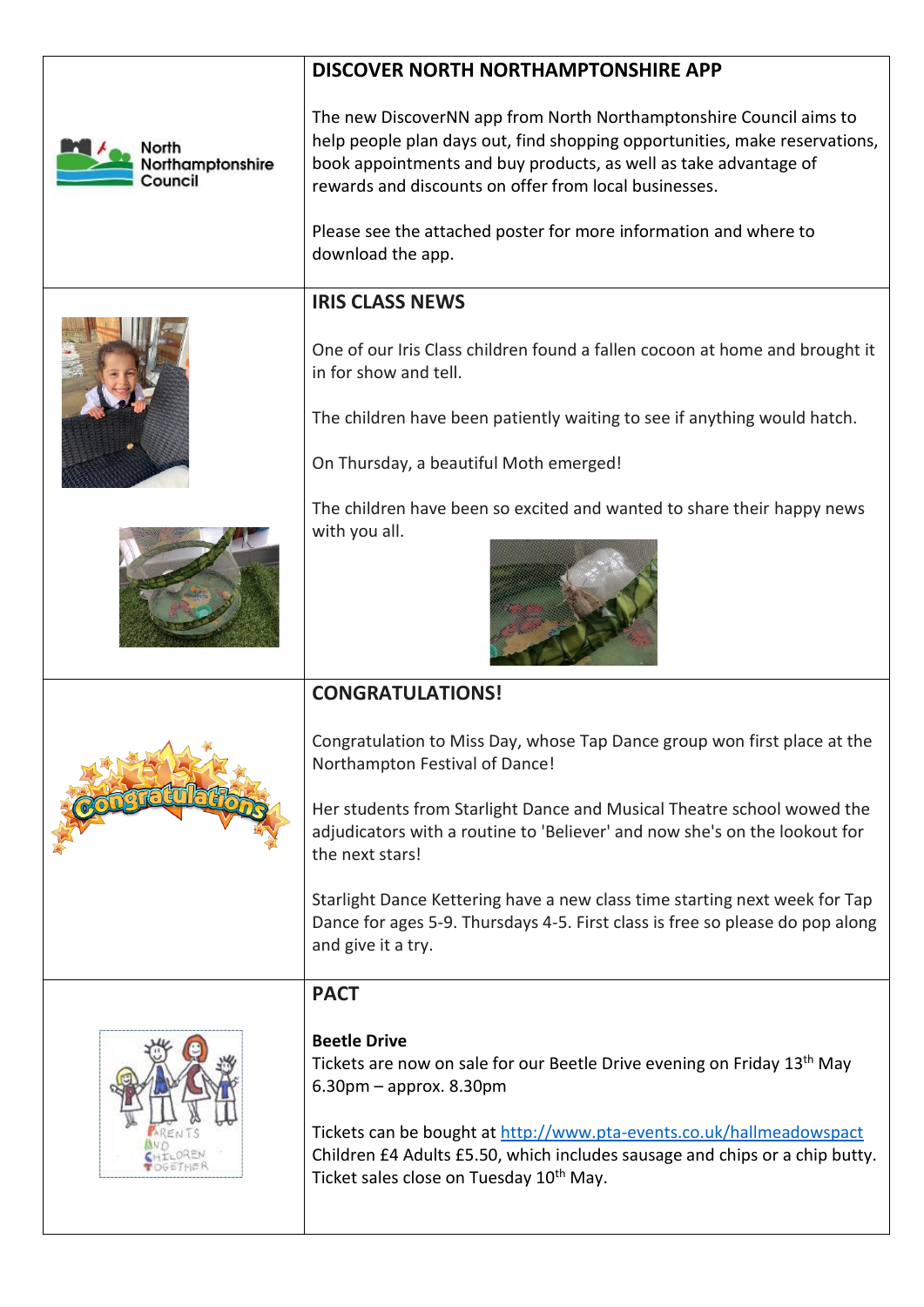## DISCOVER NORTH NORTHAMPTONSHIRE APP

The new DiscoverNN app from North Northamptonshire Council aims to help people plan days out, find shopping opportunities, make reservations, book appointments and buy products, as well as take advantage of rewards and discounts on offer from local businesses.

Please see the attached poster for more information and where to download the app.

## IRIS CLASS NEWS

One of our Iris Class children found a fallen cocoon at home and brought it in for show and tell.

The children have been patiently waiting to see if anything would hatch.

On Thursday, a beautiful Moth emerged!

The children have been so excited and wanted to share their happy news with you all.

## CONGRATULATIONS!

Congratulation to Miss Day, whose Tap Dance group won first place at the Northampton Festival of Dance!

Her students from Starlight Dance and Musical Theatre school wowed the adjudicators with a routine to 'Believer' and now she's on the lookout for the next stars!

Starlight Dance Kettering have a new class time starting next week for Tap Dance for ages 5-9. Thursdays 4-5. First class is free so please do pop along and give it a try.

## PACT

**Beetle Drive**

Tickets are now on sale for our Beetle Drive evening on Friday 13th May 6.30pm – approx. 8.30pm

Tickets can be bought at http://www.pta-events.co.uk/hallmeadowspact
Children £4 Adults £5.50, which includes sausage and chips or a chip butty.
Ticket sales close on Tuesday 10th May.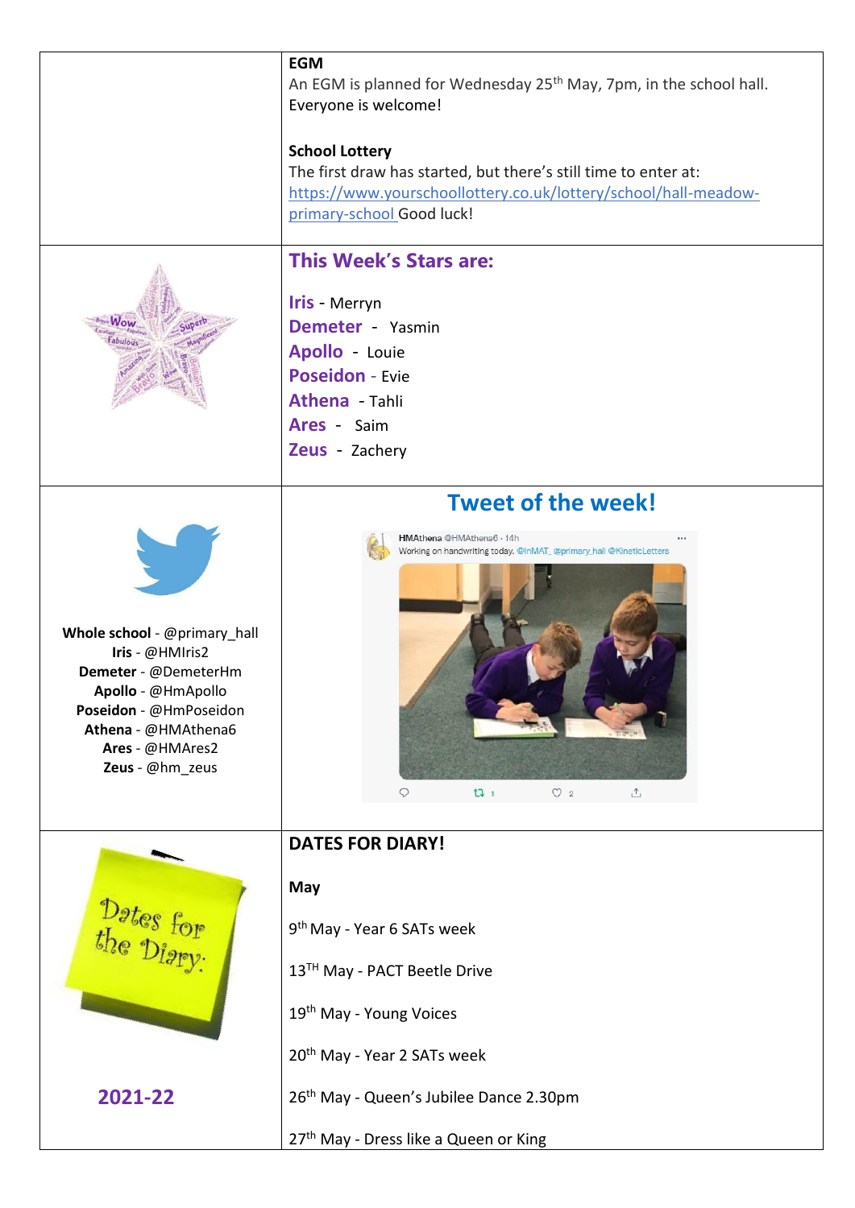**EGM**

An EGM is planned for Wednesday 25th May, 7pm, in the school hall. Everyone is welcome!

**School Lottery**

The first draw has started, but there's still time to enter at: [https://www.yourschoollottery.co.uk/lottery/school/hall-meadow-primary-school](https://www.yourschoollottery.co.uk/lottery/school/hall-meadow-primary-school) Good luck!

## This Week's Stars are:

**Iris** - Merryn
**Demeter** - Yasmin
**Apollo** - Louie
**Poseidon** - Evie
**Athena** - Tahli
**Ares** - Saim
**Zeus** - Zachery

**Whole school** - @primary_hall
**Iris** - @HMIris2
**Demeter** - @DemeterHm
**Apollo** - @HmApollo
**Poseidon** - @HmPoseidon
**Athena** - @HMAthena6
**Ares** - @HMAres2
**Zeus** - @hm_zeus

## Tweet of the week!

HMAthena @HMAthena6 · 14h
Working on handwriting today. @InMAT_ @primary_hall @KineticLetters

## DATES FOR DIARY!

Dates for the Diary:

**2021-22**

**May**

9th May - Year 6 SATs week

13TH May - PACT Beetle Drive

19th May - Young Voices

20th May - Year 2 SATs week

26th May - Queen's Jubilee Dance 2.30pm

27th May - Dress like a Queen or King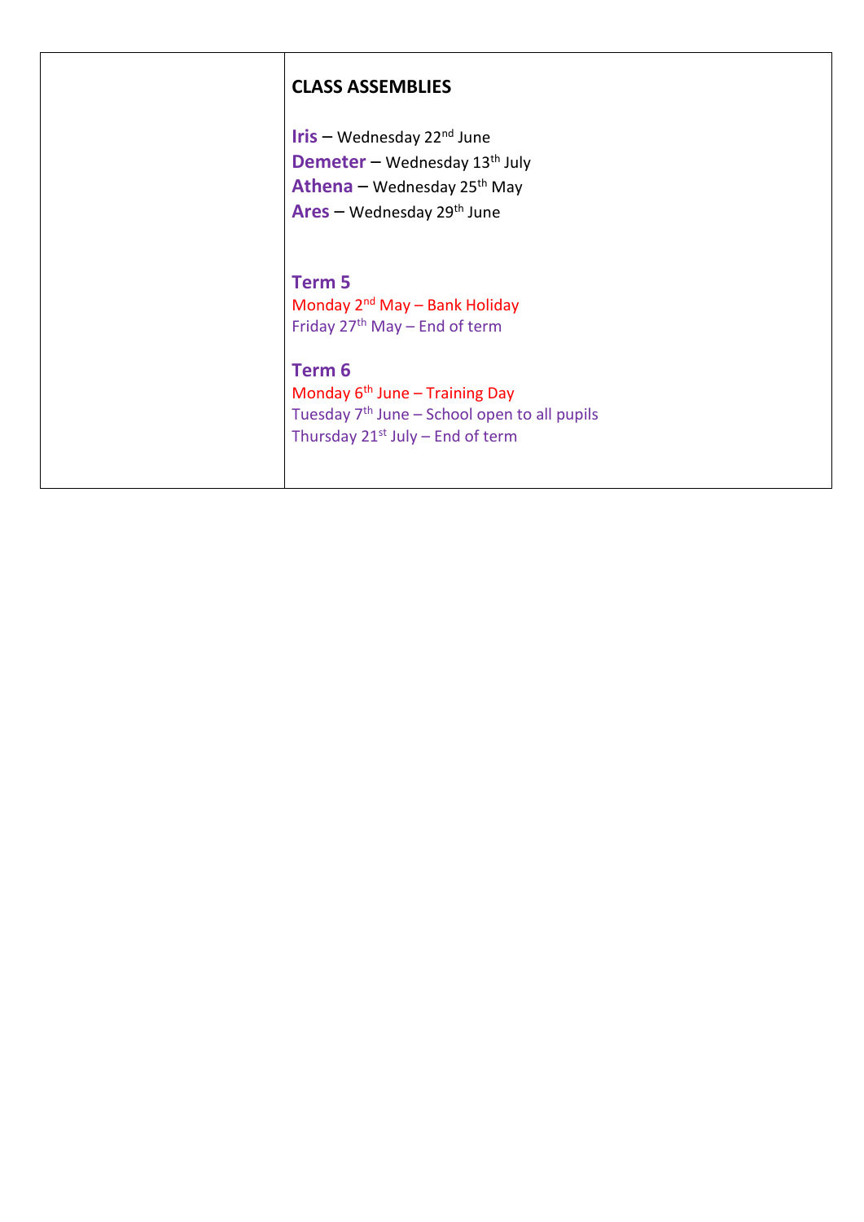**CLASS ASSEMBLIES**

**Iris** – Wednesday 22nd June
**Demeter** – Wednesday 13th July
**Athena** – Wednesday 25th May
**Ares** – Wednesday 29th June

**Term 5**
Monday 2nd May – Bank Holiday
Friday 27th May – End of term

**Term 6**
Monday 6th June – Training Day
Tuesday 7th June – School open to all pupils
Thursday 21st July – End of term